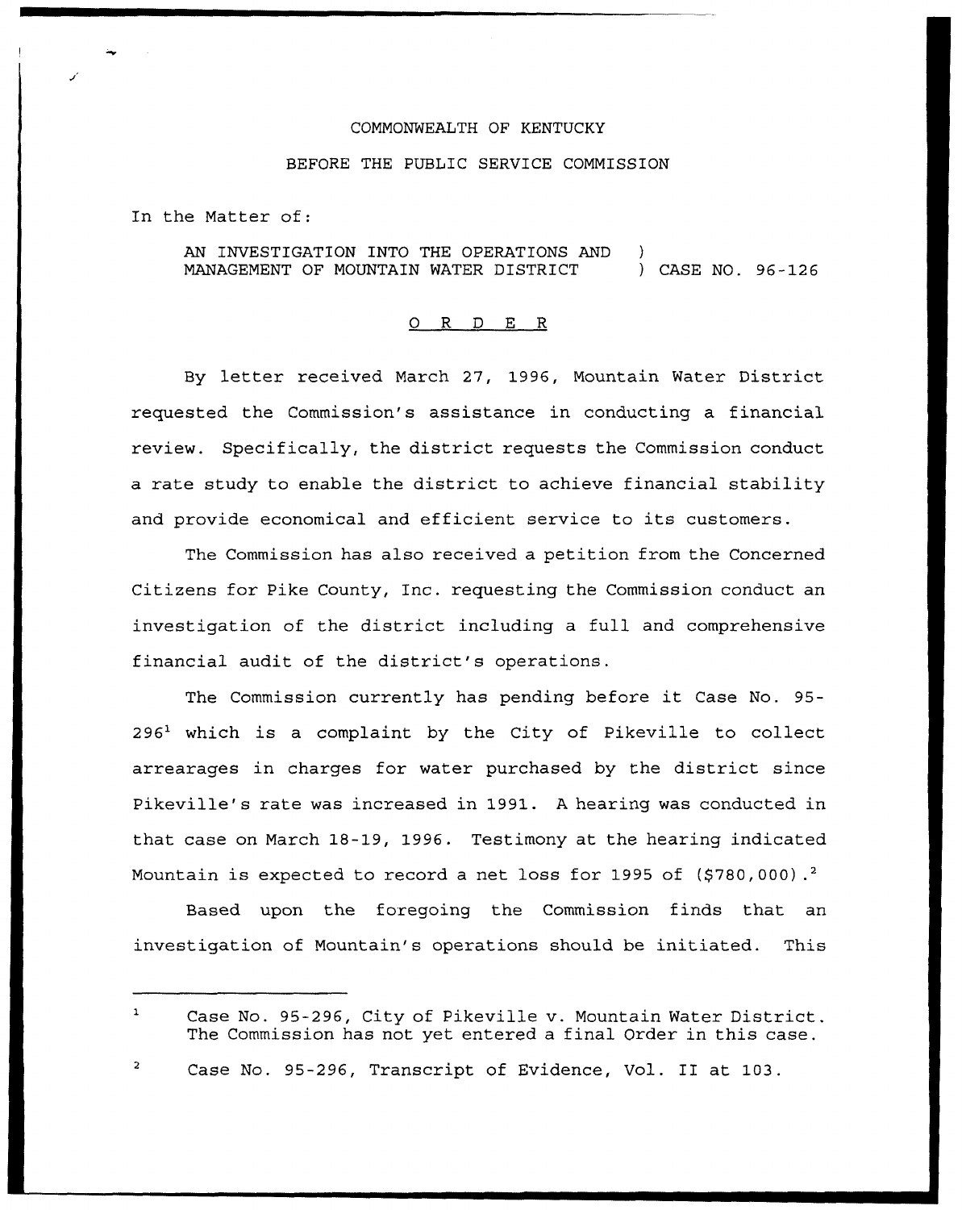COMMONWEALTH OF KENTUCKY

BEFORE THE PUBLIC SERVICE COMMISSION

In the Matter of:

AN INVESTIGATION INTO THE OPERATIONS AND MANAGEMENT OF MOUNTAIN WATER DISTRICT ) CASE NO. 96-126

# O R D E R

By letter received March 27, 1996, Mountain Water District requested the Commission's assistance in conducting a financial review. Specifically, the district requests the Commission conduct a rate study to enable the district to achieve financial stability and provide economical and efficient service to its customers.

The Commission has also received a petition from the Concerned Citizens for Pike County, Inc. requesting the Commission conduct an investigation of the district including a full and comprehensive financial audit of the district's operations.

The Commission currently has pending before it Case No. 95-296[1] which is a complaint by the City of Pikeville to collect arrearages in charges for water purchased by the district since Pikeville's rate was increased in 1991. A hearing was conducted in that case on March 18-19, 1996. Testimony at the hearing indicated Mountain is expected to record a net loss for 1995 of ($780,000).[2]

Based upon the foregoing the Commission finds that an investigation of Mountain's operations should be initiated. This

---

[1] Case No. 95-296, City of Pikeville v. Mountain Water District. The Commission has not yet entered a final Order in this case.

[2] Case No. 95-296, Transcript of Evidence, Vol. II at 103.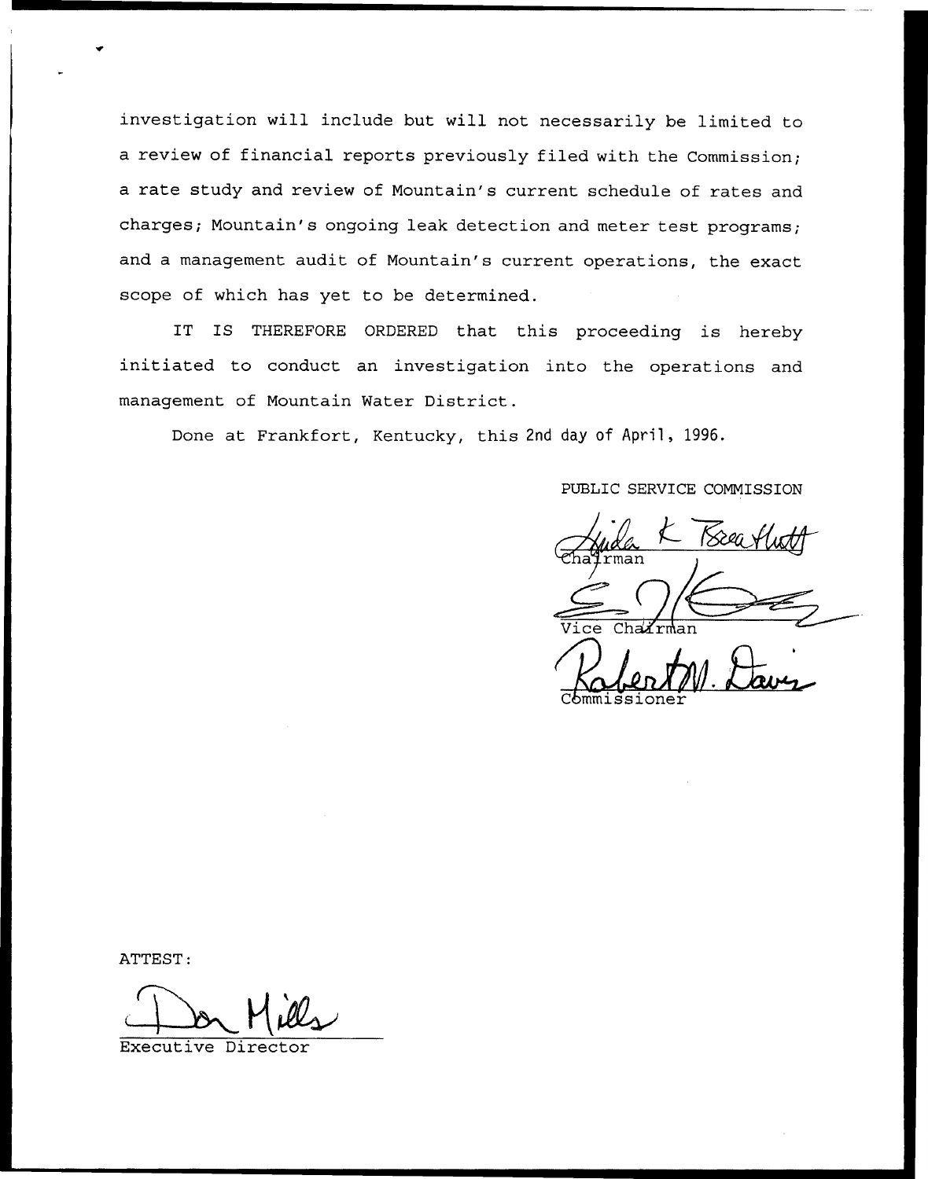investigation will include but will not necessarily be limited to a review of financial reports previously filed with the Commission; a rate study and review of Mountain's current schedule of rates and charges; Mountain's ongoing leak detection and meter test programs; and a management audit of Mountain's current operations, the exact scope of which has yet to be determined.

IT IS THEREFORE ORDERED that this proceeding is hereby initiated to conduct an investigation into the operations and management of Mountain Water District.

Done at Frankfort, Kentucky, this 2nd day of April, 1996.

PUBLIC SERVICE COMMISSION

Chairman

Vice Chairman

Commissioner

ATTEST:

Executive Director